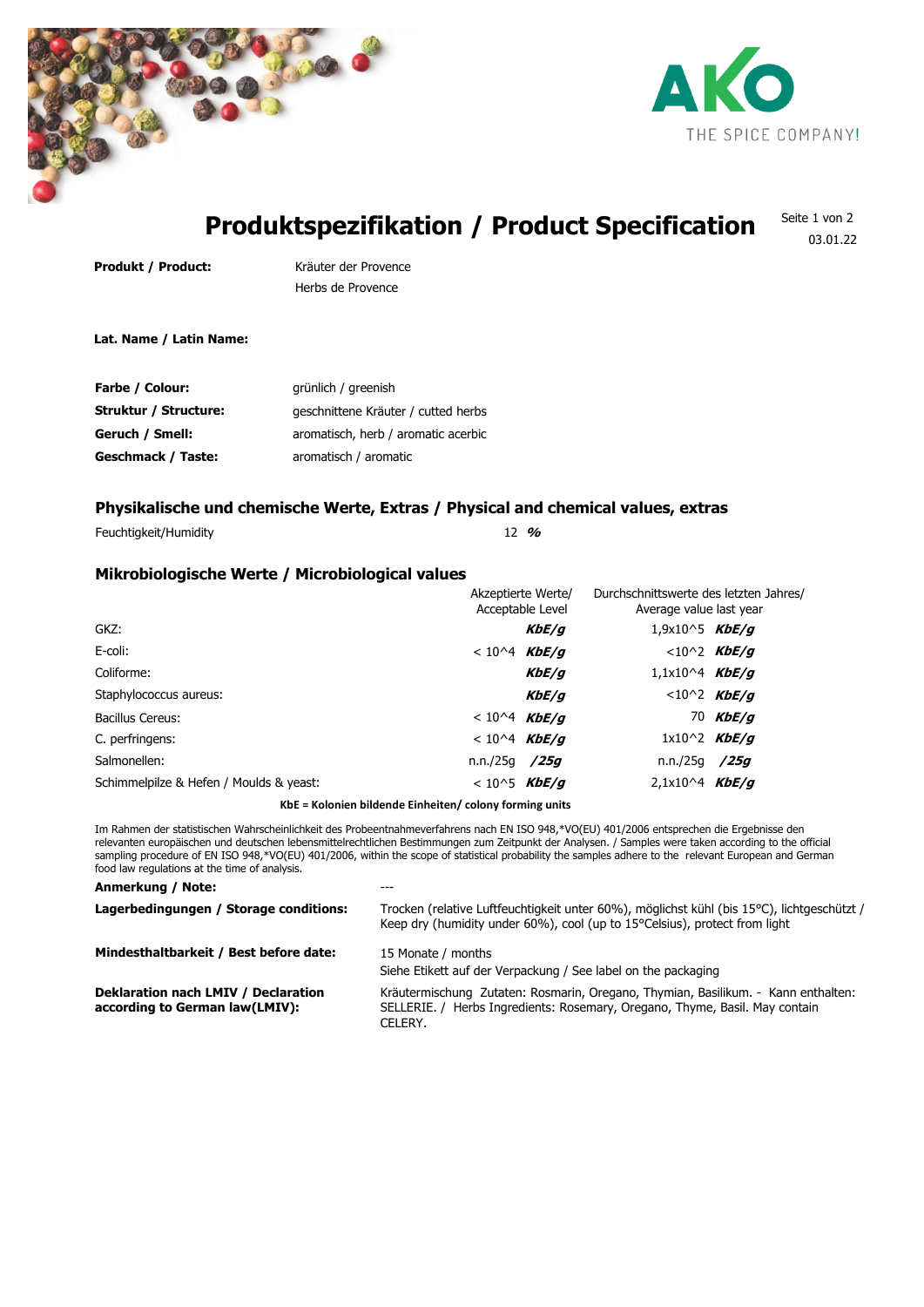# Produktspezifikation / Product Specification

03.01.22

**Produkt / Product:** Kräuter der Provence
Herbs de Provence

**Lat. Name / Latin Name:**

| | |
|---|---|
| **Farbe / Colour:** | grünlich / greenish |
| **Struktur / Structure:** | geschnittene Kräuter / cutted herbs |
| **Geruch / Smell:** | aromatisch, herb / aromatic acerbic |
| **Geschmack / Taste:** | aromatisch / aromatic |

## Physikalische und chemische Werte, Extras / Physical and chemical values, extras

| | |
|---|---|
| Feuchtigkeit/Humidity | 12 ***%*** |

## Mikrobiologische Werte / Microbiological values

| | Akzeptierte Werte/ Acceptable Level | Durchschnittswerte des letzten Jahres/ Average value last year |
|---|---|---|
| GKZ: | ***KbE/g*** | $1,9x10^5$ ***KbE/g*** |
| E-coli: | $< 10^4$ ***KbE/g*** | $<10^2$ ***KbE/g*** |
| Coliforme: | ***KbE/g*** | $1,1x10^4$ ***KbE/g*** |
| Staphylococcus aureus: | ***KbE/g*** | $<10^2$ ***KbE/g*** |
| Bacillus Cereus: | $< 10^4$ ***KbE/g*** | 70 ***KbE/g*** |
| C. perfringens: | $< 10^4$ ***KbE/g*** | $1x10^2$ ***KbE/g*** |
| Salmonellen: | n.n./25g ***/25g*** | n.n./25g ***/25g*** |
| Schimmelpilze & Hefen / Moulds & yeast: | $< 10^5$ ***KbE/g*** | $2,1x10^4$ ***KbE/g*** |

**KbE = Kolonien bildende Einheiten/ colony forming units**

Im Rahmen der statistischen Wahrscheinlichkeit des Probeentnahmeverfahrens nach EN ISO 948,*VO(EU) 401/2006 entsprechen die Ergebnisse den relevanten europäischen und deutschen lebensmittelrechtlichen Bestimmungen zum Zeitpunkt der Analysen. / Samples were taken according to the official sampling procedure of EN ISO 948,*VO(EU) 401/2006, within the scope of statistical probability the samples adhere to the relevant European and German food law regulations at the time of analysis.

| | |
|---|---|
| **Anmerkung / Note:** | --- |
| **Lagerbedingungen / Storage conditions:** | Trocken (relative Luftfeuchtigkeit unter 60%), möglichst kühl (bis 15°C), lichtgeschützt / Keep dry (humidity under 60%), cool (up to 15°Celsius), protect from light |
| **Mindesthaltbarkeit / Best before date:** | 15 Monate / months<br>Siehe Etikett auf der Verpackung / See label on the packaging |
| **Deklaration nach LMIV / Declaration according to German law(LMIV):** | Kräutermischung Zutaten: Rosmarin, Oregano, Thymian, Basilikum. - Kann enthalten: SELLERIE. / Herbs Ingredients: Rosemary, Oregano, Thyme, Basil. May contain CELERY. |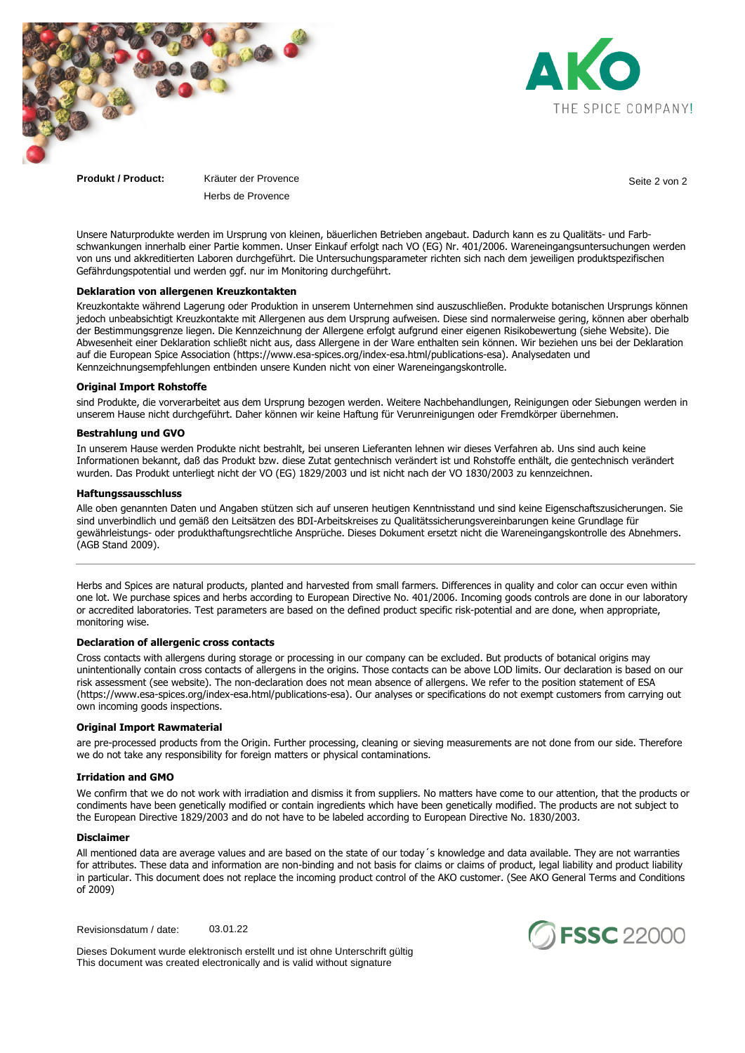**Produkt / Product:** Kräuter der Provence

Herbs de Provence

Unsere Naturprodukte werden im Ursprung von kleinen, bäuerlichen Betrieben angebaut. Dadurch kann es zu Qualitäts- und Farbschwankungen innerhalb einer Partie kommen. Unser Einkauf erfolgt nach VO (EG) Nr. 401/2006. Wareneingangsuntersuchungen werden von uns und akkreditierten Laboren durchgeführt. Die Untersuchungsparameter richten sich nach dem jeweiligen produktspezifischen Gefährdungspotential und werden ggf. nur im Monitoring durchgeführt.

**Deklaration von allergenen Kreuzkontakten**

Kreuzkontakte während Lagerung oder Produktion in unserem Unternehmen sind auszuschließen. Produkte botanischen Ursprungs können jedoch unbeabsichtigt Kreuzkontakte mit Allergenen aus dem Ursprung aufweisen. Diese sind normalerweise gering, können aber oberhalb der Bestimmungsgrenze liegen. Die Kennzeichnung der Allergene erfolgt aufgrund einer eigenen Risikobewertung (siehe Website). Die Abwesenheit einer Deklaration schließt nicht aus, dass Allergene in der Ware enthalten sein können. Wir beziehen uns bei der Deklaration auf die European Spice Association (https://www.esa-spices.org/index-esa.html/publications-esa). Analysedaten und Kennzeichnungsempfehlungen entbinden unsere Kunden nicht von einer Wareneingangskontrolle.

**Original Import Rohstoffe**

sind Produkte, die vorverarbeitet aus dem Ursprung bezogen werden. Weitere Nachbehandlungen, Reinigungen oder Siebungen werden in unserem Hause nicht durchgeführt. Daher können wir keine Haftung für Verunreinigungen oder Fremdkörper übernehmen.

**Bestrahlung und GVO**

In unserem Hause werden Produkte nicht bestrahlt, bei unseren Lieferanten lehnen wir dieses Verfahren ab. Uns sind auch keine Informationen bekannt, daß das Produkt bzw. diese Zutat gentechnisch verändert ist und Rohstoffe enthält, die gentechnisch verändert wurden. Das Produkt unterliegt nicht der VO (EG) 1829/2003 und ist nicht nach der VO 1830/2003 zu kennzeichnen.

**Haftungssausschluss**

Alle oben genannten Daten und Angaben stützen sich auf unseren heutigen Kenntnisstand und sind keine Eigenschaftszusicherungen. Sie sind unverbindlich und gemäß den Leitsätzen des BDI-Arbeitskreises zu Qualitätssicherungsvereinbarungen keine Grundlage für gewährleistungs- oder produkthaftungsrechtliche Ansprüche. Dieses Dokument ersetzt nicht die Wareneingangskontrolle des Abnehmers. (AGB Stand 2009).

---

Herbs and Spices are natural products, planted and harvested from small farmers. Differences in quality and color can occur even within one lot. We purchase spices and herbs according to European Directive No. 401/2006. Incoming goods controls are done in our laboratory or accredited laboratories. Test parameters are based on the defined product specific risk-potential and are done, when appropriate, monitoring wise.

**Declaration of allergenic cross contacts**

Cross contacts with allergens during storage or processing in our company can be excluded. But products of botanical origins may unintentionally contain cross contacts of allergens in the origins. Those contacts can be above LOD limits. Our declaration is based on our risk assessment (see website). The non-declaration does not mean absence of allergens. We refer to the position statement of ESA (https://www.esa-spices.org/index-esa.html/publications-esa). Our analyses or specifications do not exempt customers from carrying out own incoming goods inspections.

**Original Import Rawmaterial**

are pre-processed products from the Origin. Further processing, cleaning or sieving measurements are not done from our side. Therefore we do not take any responsibility for foreign matters or physical contaminations.

**Irridation and GMO**

We confirm that we do not work with irradiation and dismiss it from suppliers. No matters have come to our attention, that the products or condiments have been genetically modified or contain ingredients which have been genetically modified. The products are not subject to the European Directive 1829/2003 and do not have to be labeled according to European Directive No. 1830/2003.

**Disclaimer**

All mentioned data are average values and are based on the state of our today´s knowledge and data available. They are not warranties for attributes. These data and information are non-binding and not basis for claims or claims of product, legal liability and product liability in particular. This document does not replace the incoming product control of the AKO customer. (See AKO General Terms and Conditions of 2009)

Revisionsdatum / date: 03.01.22

Dieses Dokument wurde elektronisch erstellt und ist ohne Unterschrift gültig
This document was created electronically and is valid without signature